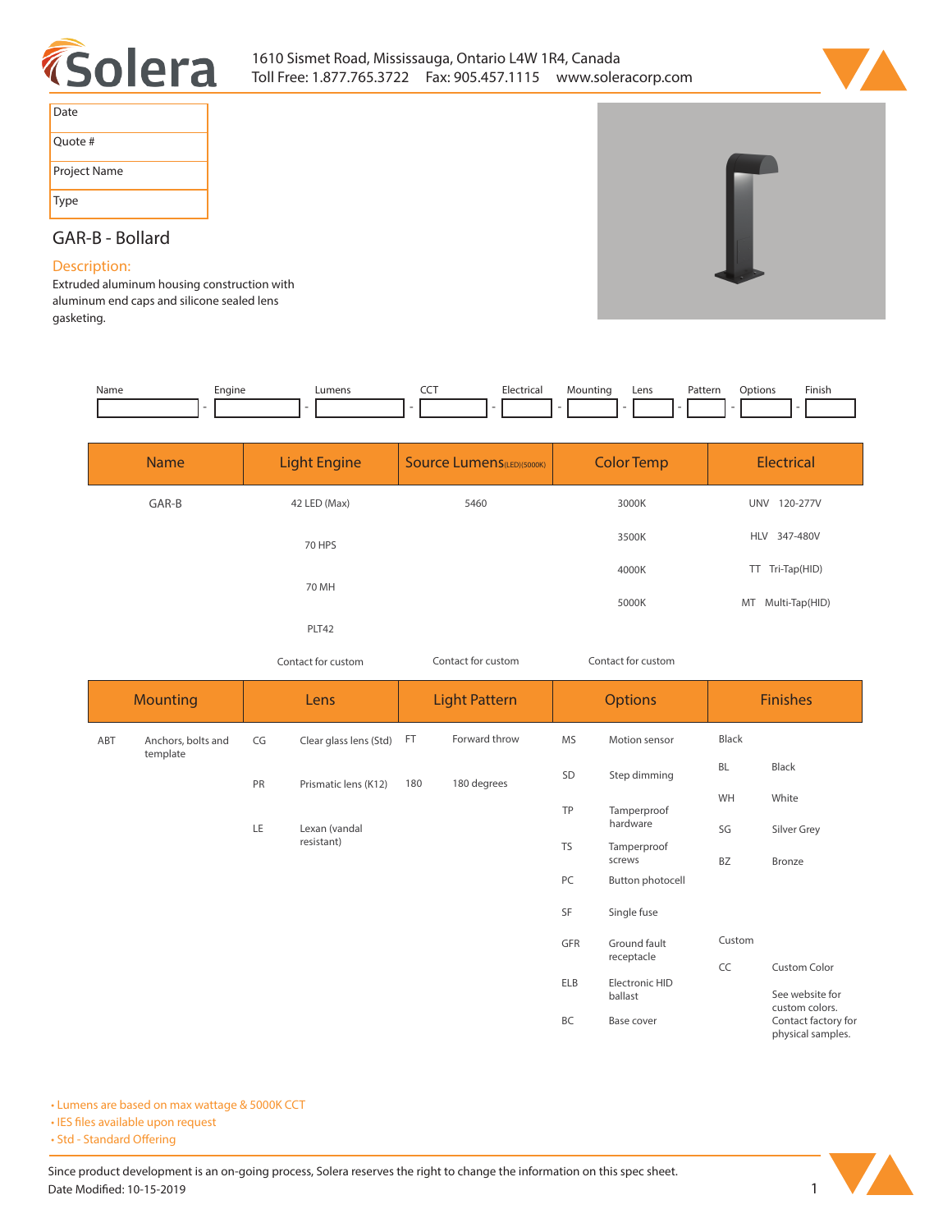1610 Sismet Road, Mississauga, Ontario L4W 1R4, Canada
Toll Free: 1.877.765.3722 Fax: 905.457.1115 www.soleracorp.com

| Date |
|---|
| Quote # |
| Project Name |
| Type |

## GAR-B - Bollard

### Description:

Extruded aluminum housing construction with aluminum end caps and silicone sealed lens gasketing.

| Name | Engine | Lumens | CCT | Electrical | Mounting | Lens | Pattern | Options | Finish |
|---|---|---|---|---|---|---|---|---|---|
| | - | - | - | - | - | - | - | - | - |

| Name | Light Engine | Source Lumens(LED)(5000K) | Color Temp | Electrical |
|---|---|---|---|---|
| GAR-B | 42 LED (Max) | 5460 | 3000K | UNV 120-277V |
| | 70 HPS | | 3500K | HLV 347-480V |
| | 70 MH | | 4000K | TT Tri-Tap(HID) |
| | PLT42 | | 5000K | MT Multi-Tap(HID) |
| | Contact for custom | Contact for custom | Contact for custom | |

| Mounting | | Lens | | Light Pattern | | Options | | Finishes | |
|---|---|---|---|---|---|---|---|---|---|
| ABT | Anchors, bolts and template | CG | Clear glass lens (Std) | FT | Forward throw | MS | Motion sensor | Black | |
| | | PR | Prismatic lens (K12) | 180 | 180 degrees | SD | Step dimming | BL | Black |
| | | LE | Lexan (vandal resistant) | | | TP | Tamperproof hardware | WH | White |
| | | | | | | TS | Tamperproof screws | SG | Silver Grey |
| | | | | | | PC | Button photocell | BZ | Bronze |
| | | | | | | SF | Single fuse | | |
| | | | | | | GFR | Ground fault receptacle | Custom | |
| | | | | | | ELB | Electronic HID ballast | CC | Custom Color |
| | | | | | | BC | Base cover | | See website for custom colors. Contact factory for physical samples. |

- Lumens are based on max wattage & 5000K CCT
- IES files available upon request
- Std - Standard Offering

Since product development is an on-going process, Solera reserves the right to change the information on this spec sheet.
Date Modified: 10-15-2019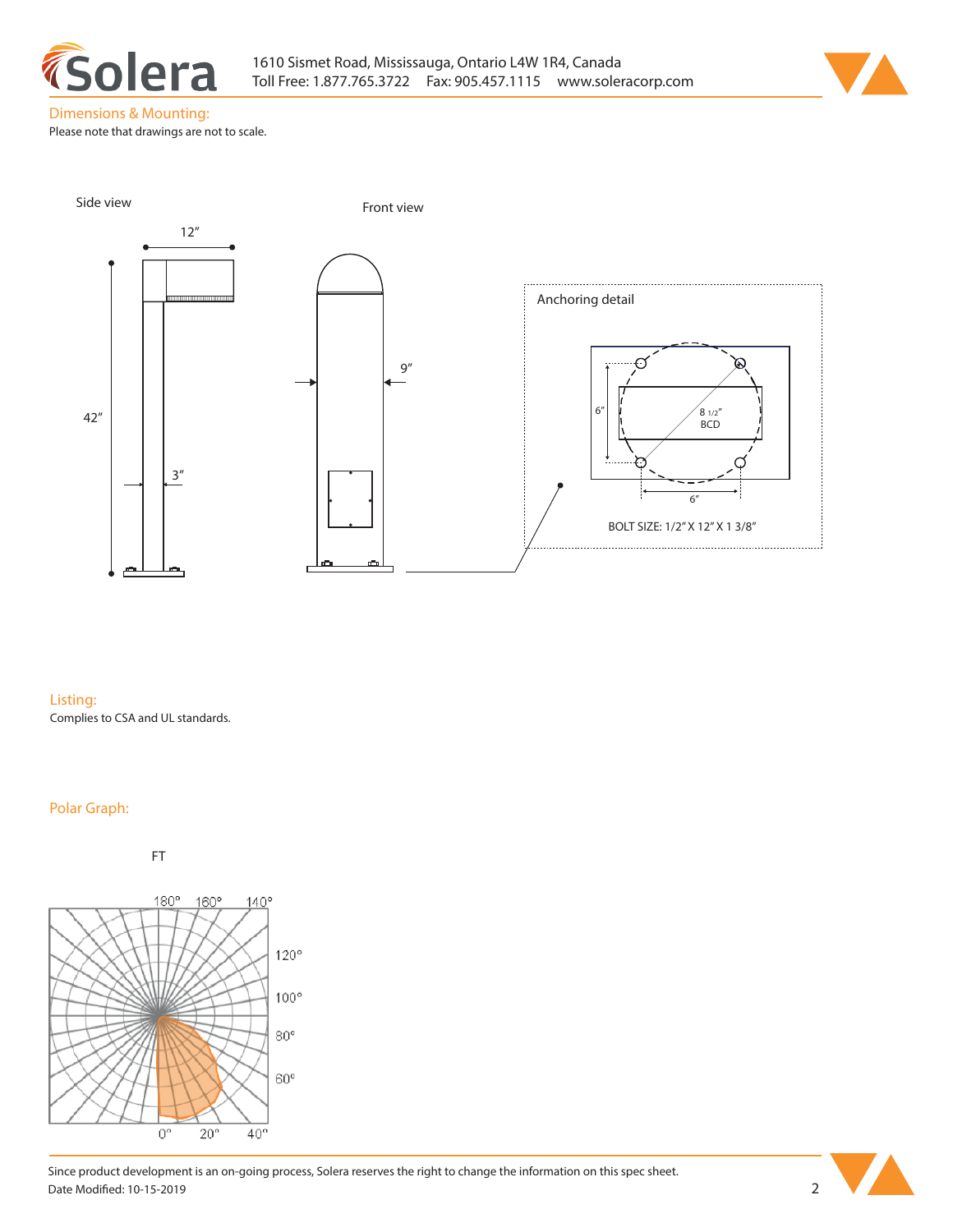## Dimensions & Mounting:

Please note that drawings are not to scale.

Side view

12″

42″

3″

Front view

9″

Anchoring detail

6″

8 1/2″
BCD

6″

BOLT SIZE: 1/2″ X 12″ X 1 3/8″

## Listing:

Complies to CSA and UL standards.

## Polar Graph:

FT

180° 160° 140°

120°

100°

80°

60°

0° 20° 40°

Since product development is an on-going process, Solera reserves the right to change the information on this spec sheet.
Date Modified: 10-15-2019